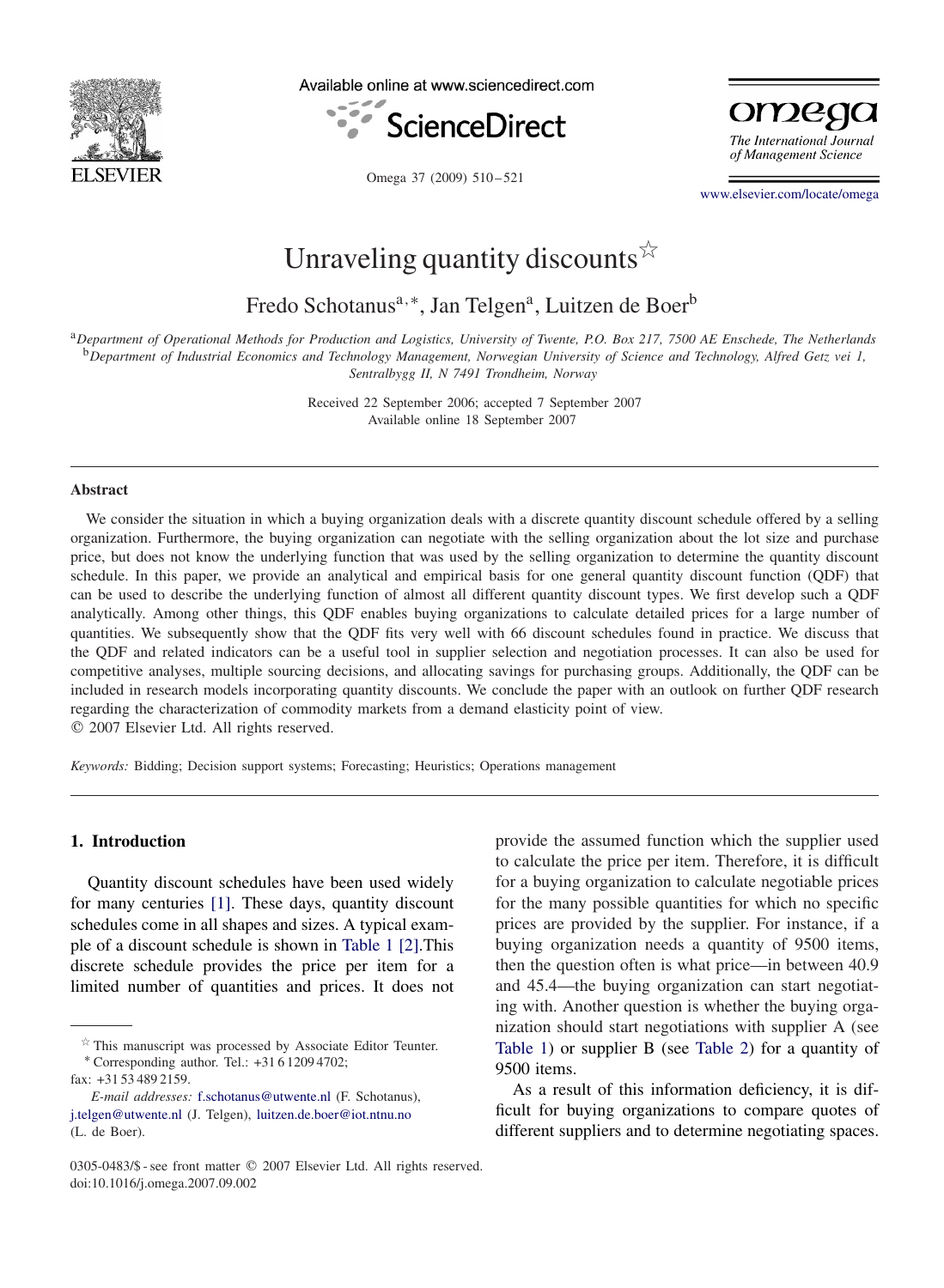# Unraveling quantity discounts☆

Fredo Schotanus[a,*], Jan Telgen[a], Luitzen de Boer[b]

[a] *Department of Operational Methods for Production and Logistics, University of Twente, P.O. Box 217, 7500 AE Enschede, The Netherlands*
[b] *Department of Industrial Economics and Technology Management, Norwegian University of Science and Technology, Alfred Getz vei 1, Sentralbygg II, N 7491 Trondheim, Norway*

Received 22 September 2006; accepted 7 September 2007
Available online 18 September 2007

## Abstract

We consider the situation in which a buying organization deals with a discrete quantity discount schedule offered by a selling organization. Furthermore, the buying organization can negotiate with the selling organization about the lot size and purchase price, but does not know the underlying function that was used by the selling organization to determine the quantity discount schedule. In this paper, we provide an analytical and empirical basis for one general quantity discount function (QDF) that can be used to describe the underlying function of almost all different quantity discount types. We first develop such a QDF analytically. Among other things, this QDF enables buying organizations to calculate detailed prices for a large number of quantities. We subsequently show that the QDF fits very well with 66 discount schedules found in practice. We discuss that the QDF and related indicators can be a useful tool in supplier selection and negotiation processes. It can also be used for competitive analyses, multiple sourcing decisions, and allocating savings for purchasing groups. Additionally, the QDF can be included in research models incorporating quantity discounts. We conclude the paper with an outlook on further QDF research regarding the characterization of commodity markets from a demand elasticity point of view.
© 2007 Elsevier Ltd. All rights reserved.

*Keywords:* Bidding; Decision support systems; Forecasting; Heuristics; Operations management

## 1. Introduction

Quantity discount schedules have been used widely for many centuries [1]. These days, quantity discount schedules come in all shapes and sizes. A typical example of a discount schedule is shown in Table 1 [2].This discrete schedule provides the price per item for a limited number of quantities and prices. It does not provide the assumed function which the supplier used to calculate the price per item. Therefore, it is difficult for a buying organization to calculate negotiable prices for the many possible quantities for which no specific prices are provided by the supplier. For instance, if a buying organization needs a quantity of 9500 items, then the question often is what price—in between 40.9 and 45.4—the buying organization can start negotiating with. Another question is whether the buying organization should start negotiations with supplier A (see Table 1) or supplier B (see Table 2) for a quantity of 9500 items.

As a result of this information deficiency, it is difficult for buying organizations to compare quotes of different suppliers and to determine negotiating spaces.

☆ This manuscript was processed by Associate Editor Teunter.
* Corresponding author. Tel.: +31 6 1209 4702; fax: +31 53 489 2159.
*E-mail addresses:* f.schotanus@utwente.nl (F. Schotanus), j.telgen@utwente.nl (J. Telgen), luitzen.de.boer@iot.ntnu.no (L. de Boer).

0305-0483/$ - see front matter © 2007 Elsevier Ltd. All rights reserved.
doi:10.1016/j.omega.2007.09.002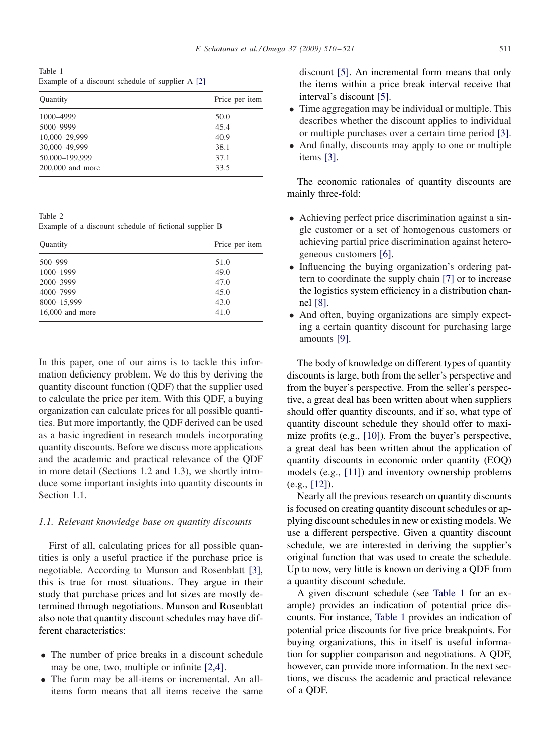Table 1
Example of a discount schedule of supplier A [2]

| Quantity | Price per item |
|---|---|
| 1000–4999 | 50.0 |
| 5000–9999 | 45.4 |
| 10,000–29,999 | 40.9 |
| 30,000–49,999 | 38.1 |
| 50,000–199,999 | 37.1 |
| 200,000 and more | 33.5 |

Table 2
Example of a discount schedule of fictional supplier B

| Quantity | Price per item |
|---|---|
| 500–999 | 51.0 |
| 1000–1999 | 49.0 |
| 2000–3999 | 47.0 |
| 4000–7999 | 45.0 |
| 8000–15,999 | 43.0 |
| 16,000 and more | 41.0 |

In this paper, one of our aims is to tackle this information deficiency problem. We do this by deriving the quantity discount function (QDF) that the supplier used to calculate the price per item. With this QDF, a buying organization can calculate prices for all possible quantities. But more importantly, the QDF derived can be used as a basic ingredient in research models incorporating quantity discounts. Before we discuss more applications and the academic and practical relevance of the QDF in more detail (Sections 1.2 and 1.3), we shortly introduce some important insights into quantity discounts in Section 1.1.

### 1.1. Relevant knowledge base on quantity discounts

First of all, calculating prices for all possible quantities is only a useful practice if the purchase price is negotiable. According to Munson and Rosenblatt [3], this is true for most situations. They argue in their study that purchase prices and lot sizes are mostly determined through negotiations. Munson and Rosenblatt also note that quantity discount schedules may have different characteristics:

- The number of price breaks in a discount schedule may be one, two, multiple or infinite [2,4].
- The form may be all-items or incremental. An all-items form means that all items receive the same discount [5]. An incremental form means that only the items within a price break interval receive that interval's discount [5].
- Time aggregation may be individual or multiple. This describes whether the discount applies to individual or multiple purchases over a certain time period [3].
- And finally, discounts may apply to one or multiple items [3].

The economic rationales of quantity discounts are mainly three-fold:

- Achieving perfect price discrimination against a single customer or a set of homogenous customers or achieving partial price discrimination against heterogeneous customers [6].
- Influencing the buying organization's ordering pattern to coordinate the supply chain [7] or to increase the logistics system efficiency in a distribution channel [8].
- And often, buying organizations are simply expecting a certain quantity discount for purchasing large amounts [9].

The body of knowledge on different types of quantity discounts is large, both from the seller's perspective and from the buyer's perspective. From the seller's perspective, a great deal has been written about when suppliers should offer quantity discounts, and if so, what type of quantity discount schedule they should offer to maximize profits (e.g., [10]). From the buyer's perspective, a great deal has been written about the application of quantity discounts in economic order quantity (EOQ) models (e.g., [11]) and inventory ownership problems (e.g., [12]).

Nearly all the previous research on quantity discounts is focused on creating quantity discount schedules or applying discount schedules in new or existing models. We use a different perspective. Given a quantity discount schedule, we are interested in deriving the supplier's original function that was used to create the schedule. Up to now, very little is known on deriving a QDF from a quantity discount schedule.

A given discount schedule (see Table 1 for an example) provides an indication of potential price discounts. For instance, Table 1 provides an indication of potential price discounts for five price breakpoints. For buying organizations, this in itself is useful information for supplier comparison and negotiations. A QDF, however, can provide more information. In the next sections, we discuss the academic and practical relevance of a QDF.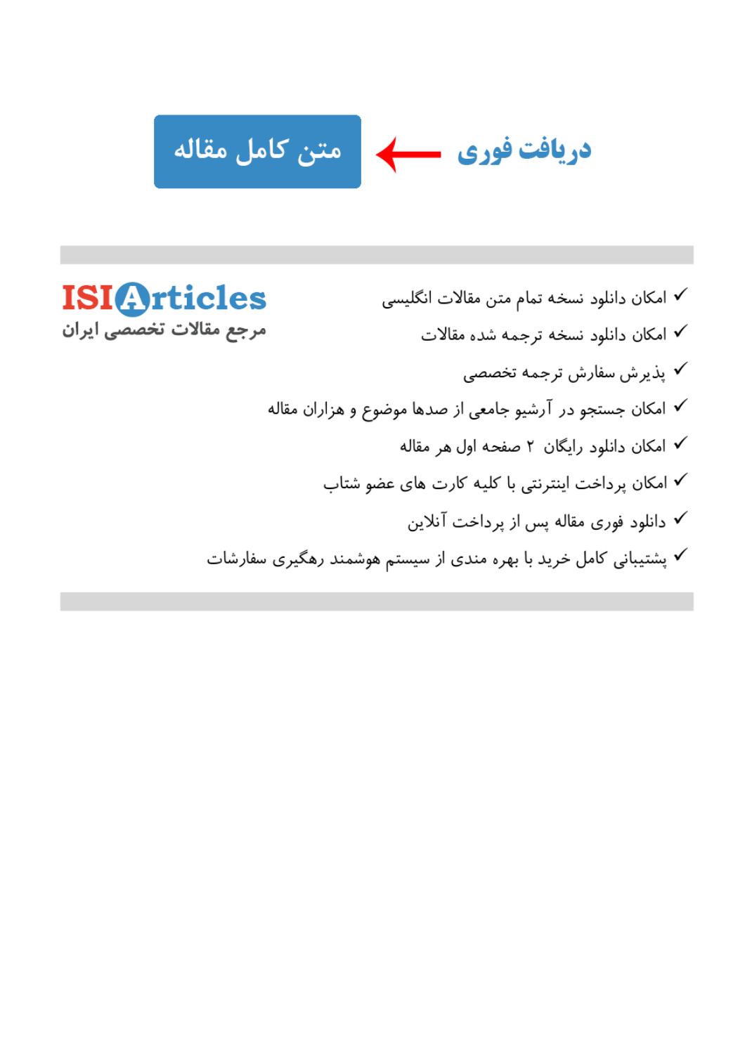دریافت فوری ← **متن کامل مقاله**

**ISIArticles**
مرجع مقالات تخصصی ایران

- ✓ امکان دانلود نسخه تمام متن مقالات انگلیسی
- ✓ امکان دانلود نسخه ترجمه شده مقالات
- ✓ پذیرش سفارش ترجمه تخصصی
- ✓ امکان جستجو در آرشیو جامعی از صدها موضوع و هزاران مقاله
- ✓ امکان دانلود رایگان ۲ صفحه اول هر مقاله
- ✓ امکان پرداخت اینترنتی با کلیه کارت های عضو شتاب
- ✓ دانلود فوری مقاله پس از پرداخت آنلاین
- ✓ پشتیبانی کامل خرید با بهره مندی از سیستم هوشمند رهگیری سفارشات